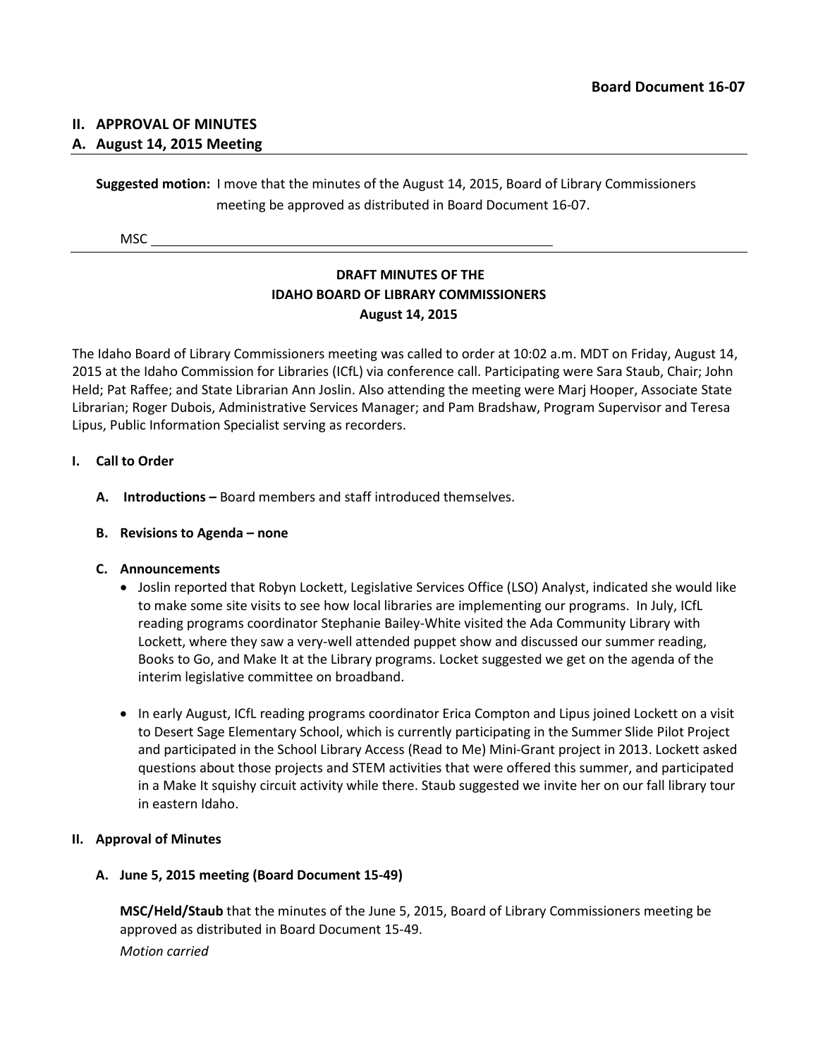**Board Document 16-07**

## II. APPROVAL OF MINUTES

### A. August 14, 2015 Meeting

**Suggested motion:** I move that the minutes of the August 14, 2015, Board of Library Commissioners meeting be approved as distributed in Board Document 16-07.

MSC \_\_\_\_\_\_\_\_\_\_\_\_\_\_\_\_\_\_\_\_\_\_\_\_\_\_\_\_\_\_\_\_\_\_\_\_\_\_\_\_\_\_\_\_\_\_\_\_

---

**DRAFT MINUTES OF THE**
**IDAHO BOARD OF LIBRARY COMMISSIONERS**
**August 14, 2015**

The Idaho Board of Library Commissioners meeting was called to order at 10:02 a.m. MDT on Friday, August 14, 2015 at the Idaho Commission for Libraries (ICfL) via conference call. Participating were Sara Staub, Chair; John Held; Pat Raffee; and State Librarian Ann Joslin. Also attending the meeting were Marj Hooper, Associate State Librarian; Roger Dubois, Administrative Services Manager; and Pam Bradshaw, Program Supervisor and Teresa Lipus, Public Information Specialist serving as recorders.

**I. Call to Order**

**A. Introductions –** Board members and staff introduced themselves.

**B. Revisions to Agenda – none**

**C. Announcements**

- Joslin reported that Robyn Lockett, Legislative Services Office (LSO) Analyst, indicated she would like to make some site visits to see how local libraries are implementing our programs. In July, ICfL reading programs coordinator Stephanie Bailey-White visited the Ada Community Library with Lockett, where they saw a very-well attended puppet show and discussed our summer reading, Books to Go, and Make It at the Library programs. Locket suggested we get on the agenda of the interim legislative committee on broadband.

- In early August, ICfL reading programs coordinator Erica Compton and Lipus joined Lockett on a visit to Desert Sage Elementary School, which is currently participating in the Summer Slide Pilot Project and participated in the School Library Access (Read to Me) Mini-Grant project in 2013. Lockett asked questions about those projects and STEM activities that were offered this summer, and participated in a Make It squishy circuit activity while there. Staub suggested we invite her on our fall library tour in eastern Idaho.

**II. Approval of Minutes**

**A. June 5, 2015 meeting (Board Document 15-49)**

**MSC/Held/Staub** that the minutes of the June 5, 2015, Board of Library Commissioners meeting be approved as distributed in Board Document 15-49.

*Motion carried*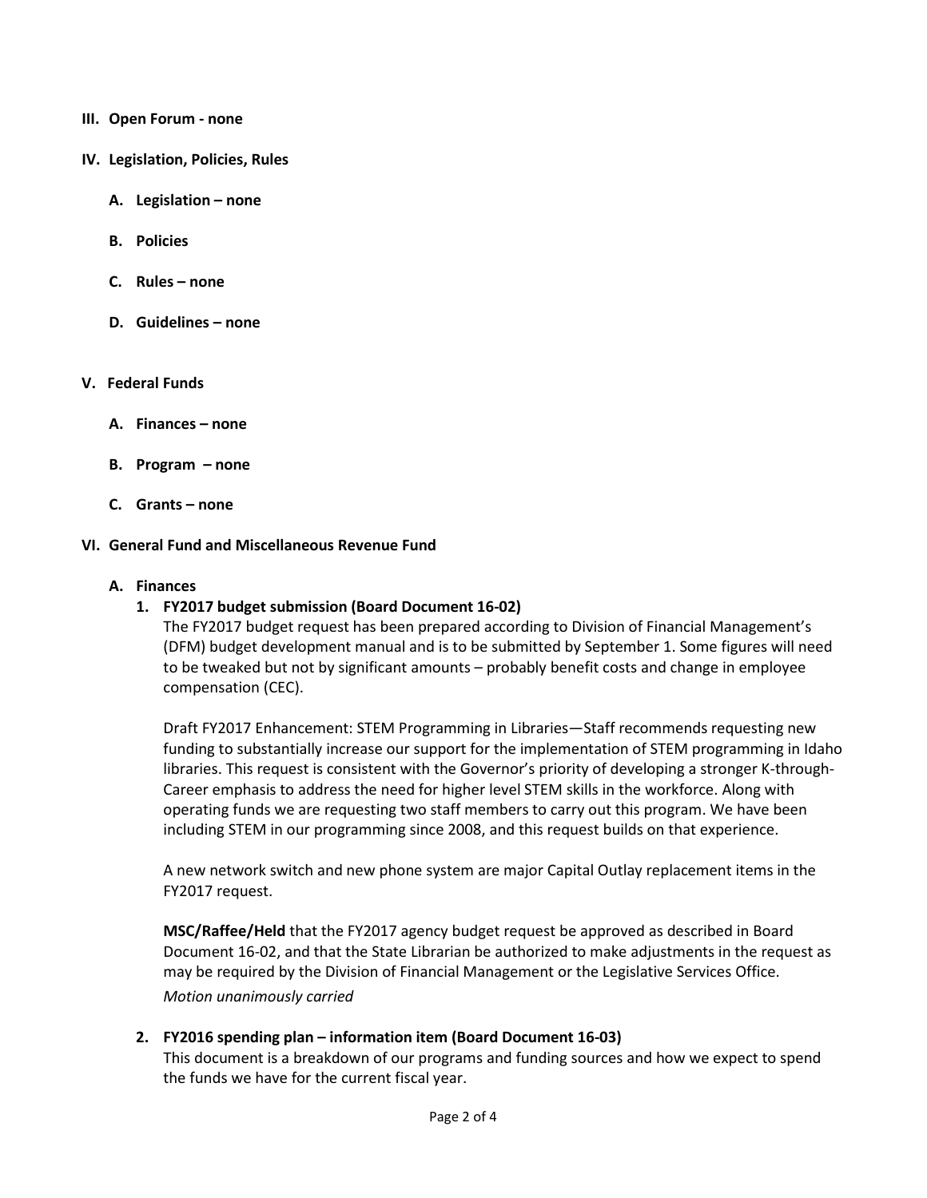## III. Open Forum - none

## IV. Legislation, Policies, Rules

### A. Legislation – none

### B. Policies

### C. Rules – none

### D. Guidelines – none

## V. Federal Funds

### A. Finances – none

### B. Program – none

### C. Grants – none

## VI. General Fund and Miscellaneous Revenue Fund

### A. Finances

**1. FY2017 budget submission (Board Document 16-02)**

The FY2017 budget request has been prepared according to Division of Financial Management's (DFM) budget development manual and is to be submitted by September 1. Some figures will need to be tweaked but not by significant amounts – probably benefit costs and change in employee compensation (CEC).

Draft FY2017 Enhancement: STEM Programming in Libraries—Staff recommends requesting new funding to substantially increase our support for the implementation of STEM programming in Idaho libraries. This request is consistent with the Governor's priority of developing a stronger K-through-Career emphasis to address the need for higher level STEM skills in the workforce. Along with operating funds we are requesting two staff members to carry out this program. We have been including STEM in our programming since 2008, and this request builds on that experience.

A new network switch and new phone system are major Capital Outlay replacement items in the FY2017 request.

**MSC/Raffee/Held** that the FY2017 agency budget request be approved as described in Board Document 16-02, and that the State Librarian be authorized to make adjustments in the request as may be required by the Division of Financial Management or the Legislative Services Office.

*Motion unanimously carried*

**2. FY2016 spending plan – information item (Board Document 16-03)**

This document is a breakdown of our programs and funding sources and how we expect to spend the funds we have for the current fiscal year.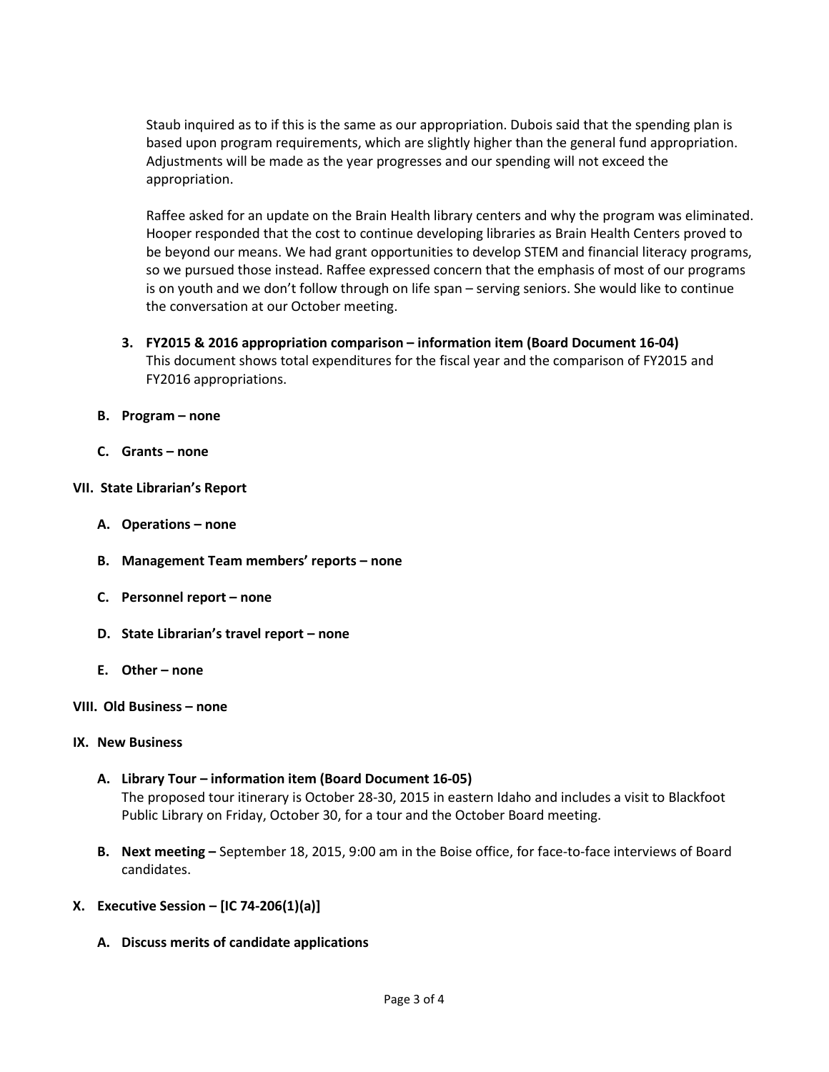Staub inquired as to if this is the same as our appropriation. Dubois said that the spending plan is based upon program requirements, which are slightly higher than the general fund appropriation. Adjustments will be made as the year progresses and our spending will not exceed the appropriation.

Raffee asked for an update on the Brain Health library centers and why the program was eliminated. Hooper responded that the cost to continue developing libraries as Brain Health Centers proved to be beyond our means. We had grant opportunities to develop STEM and financial literacy programs, so we pursued those instead. Raffee expressed concern that the emphasis of most of our programs is on youth and we don't follow through on life span – serving seniors. She would like to continue the conversation at our October meeting.

3. **FY2015 & 2016 appropriation comparison – information item (Board Document 16-04)**
   This document shows total expenditures for the fiscal year and the comparison of FY2015 and FY2016 appropriations.

**B. Program – none**

**C. Grants – none**

## VII. State Librarian's Report

**A. Operations – none**

**B. Management Team members' reports – none**

**C. Personnel report – none**

**D. State Librarian's travel report – none**

**E. Other – none**

## VIII. Old Business – none

## IX. New Business

**A. Library Tour – information item (Board Document 16-05)**
The proposed tour itinerary is October 28-30, 2015 in eastern Idaho and includes a visit to Blackfoot Public Library on Friday, October 30, for a tour and the October Board meeting.

**B. Next meeting –** September 18, 2015, 9:00 am in the Boise office, for face-to-face interviews of Board candidates.

## X. Executive Session – [IC 74-206(1)(a)]

**A. Discuss merits of candidate applications**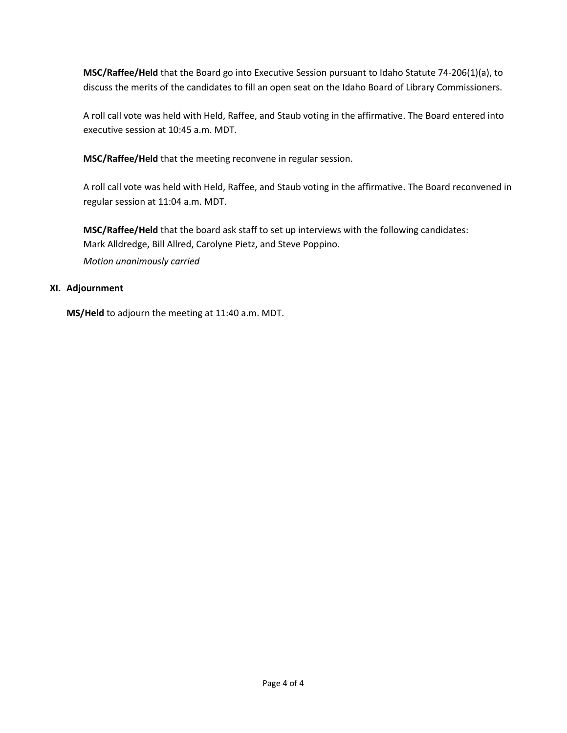**MSC/Raffee/Held** that the Board go into Executive Session pursuant to Idaho Statute 74-206(1)(a), to discuss the merits of the candidates to fill an open seat on the Idaho Board of Library Commissioners.

A roll call vote was held with Held, Raffee, and Staub voting in the affirmative. The Board entered into executive session at 10:45 a.m. MDT.

**MSC/Raffee/Held** that the meeting reconvene in regular session.

A roll call vote was held with Held, Raffee, and Staub voting in the affirmative. The Board reconvened in regular session at 11:04 a.m. MDT.

**MSC/Raffee/Held** that the board ask staff to set up interviews with the following candidates: Mark Alldredge, Bill Allred, Carolyne Pietz, and Steve Poppino.

*Motion unanimously carried*

## XI. Adjournment

**MS/Held** to adjourn the meeting at 11:40 a.m. MDT.